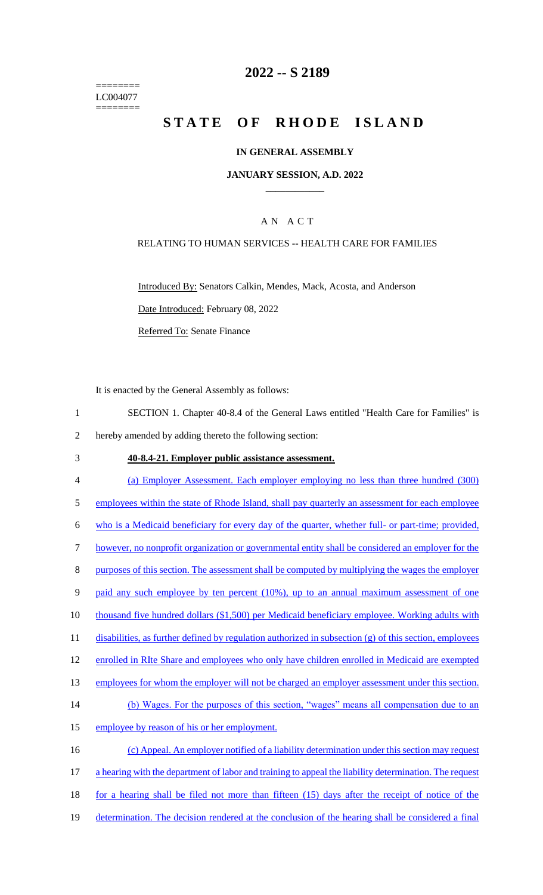========
LC004077
========

# 2022 -- S 2189

# STATE OF RHODE ISLAND

## IN GENERAL ASSEMBLY

### JANUARY SESSION, A.D. 2022

## A N A C T

RELATING TO HUMAN SERVICES -- HEALTH CARE FOR FAMILIES

Introduced By: Senators Calkin, Mendes, Mack, Acosta, and Anderson

Date Introduced: February 08, 2022

Referred To: Senate Finance

It is enacted by the General Assembly as follows:

1 SECTION 1. Chapter 40-8.4 of the General Laws entitled "Health Care for Families" is
2 hereby amended by adding thereto the following section:

3 **40-8.4-21. Employer public assistance assessment.**

4 (a) Employer Assessment. Each employer employing no less than three hundred (300)
5 employees within the state of Rhode Island, shall pay quarterly an assessment for each employee
6 who is a Medicaid beneficiary for every day of the quarter, whether full- or part-time; provided,
7 however, no nonprofit organization or governmental entity shall be considered an employer for the
8 purposes of this section. The assessment shall be computed by multiplying the wages the employer
9 paid any such employee by ten percent (10%), up to an annual maximum assessment of one
10 thousand five hundred dollars ($1,500) per Medicaid beneficiary employee. Working adults with
11 disabilities, as further defined by regulation authorized in subsection (g) of this section, employees
12 enrolled in RIte Share and employees who only have children enrolled in Medicaid are exempted
13 employees for whom the employer will not be charged an employer assessment under this section.

14 (b) Wages. For the purposes of this section, "wages" means all compensation due to an
15 employee by reason of his or her employment.

16 (c) Appeal. An employer notified of a liability determination under this section may request
17 a hearing with the department of labor and training to appeal the liability determination. The request
18 for a hearing shall be filed not more than fifteen (15) days after the receipt of notice of the
19 determination. The decision rendered at the conclusion of the hearing shall be considered a final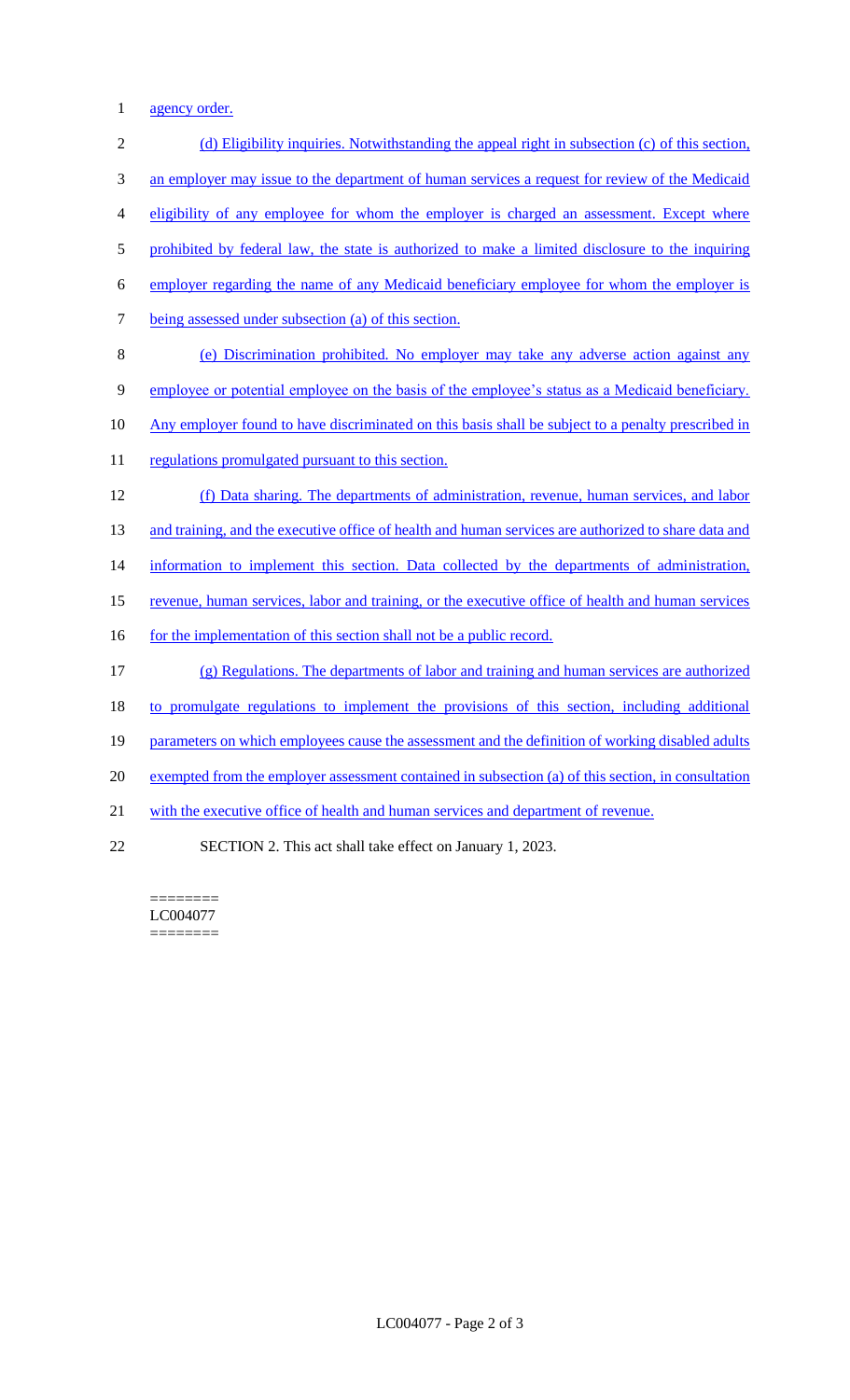agency order.

(d) Eligibility inquiries. Notwithstanding the appeal right in subsection (c) of this section, an employer may issue to the department of human services a request for review of the Medicaid eligibility of any employee for whom the employer is charged an assessment. Except where prohibited by federal law, the state is authorized to make a limited disclosure to the inquiring employer regarding the name of any Medicaid beneficiary employee for whom the employer is being assessed under subsection (a) of this section.

(e) Discrimination prohibited. No employer may take any adverse action against any employee or potential employee on the basis of the employee's status as a Medicaid beneficiary. Any employer found to have discriminated on this basis shall be subject to a penalty prescribed in regulations promulgated pursuant to this section.

(f) Data sharing. The departments of administration, revenue, human services, and labor and training, and the executive office of health and human services are authorized to share data and information to implement this section. Data collected by the departments of administration, revenue, human services, labor and training, or the executive office of health and human services for the implementation of this section shall not be a public record.

(g) Regulations. The departments of labor and training and human services are authorized to promulgate regulations to implement the provisions of this section, including additional parameters on which employees cause the assessment and the definition of working disabled adults exempted from the employer assessment contained in subsection (a) of this section, in consultation with the executive office of health and human services and department of revenue.

SECTION 2. This act shall take effect on January 1, 2023.

========
LC004077
========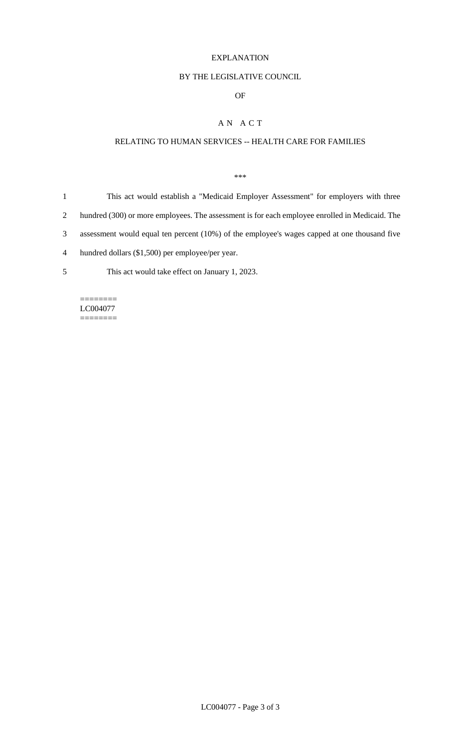EXPLANATION

BY THE LEGISLATIVE COUNCIL

OF

A N A C T

RELATING TO HUMAN SERVICES -- HEALTH CARE FOR FAMILIES

\*\*\*

This act would establish a "Medicaid Employer Assessment" for employers with three hundred (300) or more employees. The assessment is for each employee enrolled in Medicaid. The assessment would equal ten percent (10%) of the employee's wages capped at one thousand five hundred dollars ($1,500) per employee/per year.

This act would take effect on January 1, 2023.

========
LC004077
========